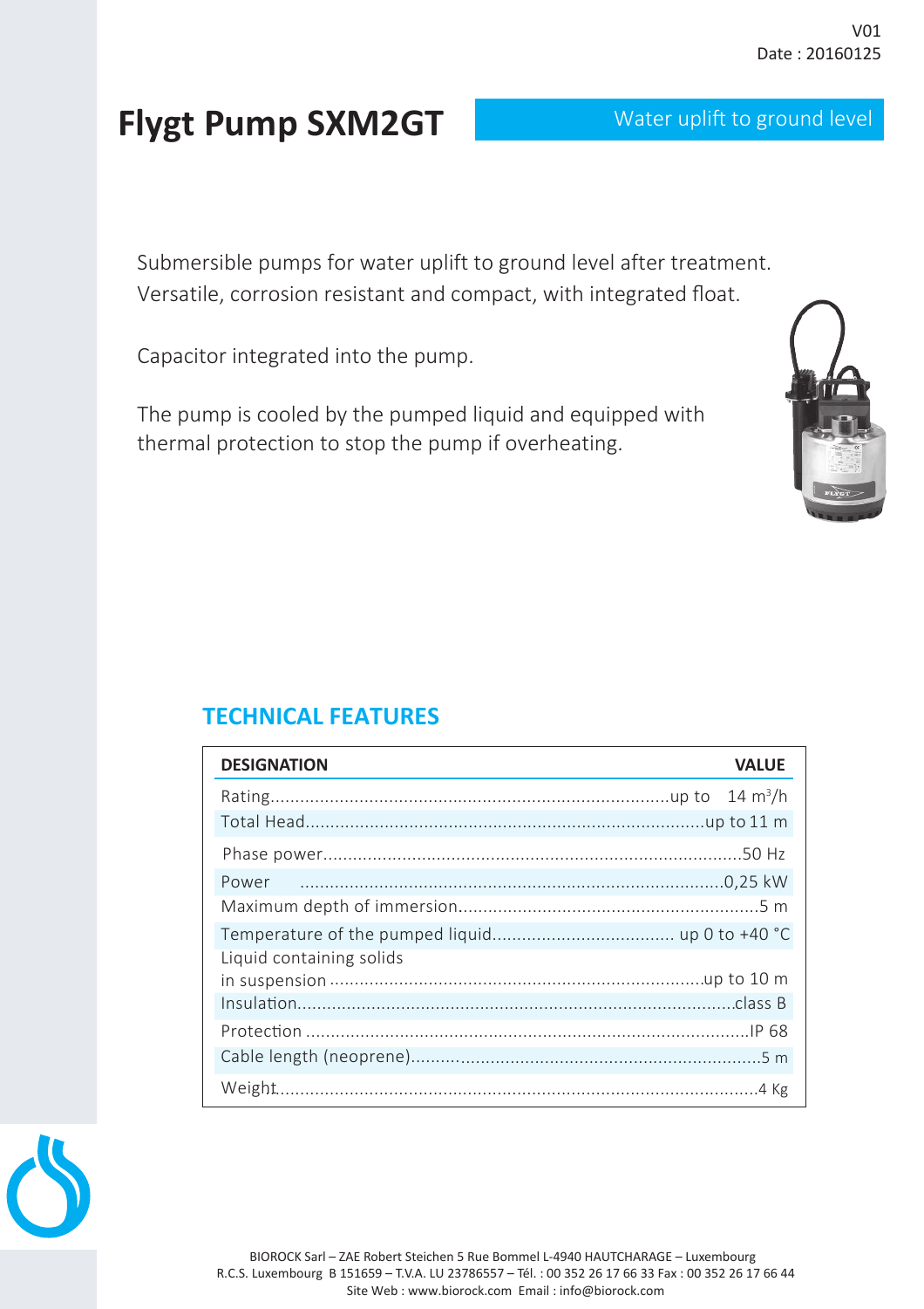V01
Date : 20160125

# Flygt Pump SXM2GT

Water uplift to ground level

Submersible pumps for water uplift to ground level after treatment.
Versatile, corrosion resistant and compact, with integrated float.

Capacitor integrated into the pump.

The pump is cooled by the pumped liquid and equipped with thermal protection to stop the pump if overheating.

## TECHNICAL FEATURES

| DESIGNATION | VALUE |
|---|---|
| Rating | up to 14 $m^3$/h |
| Total Head | up to 11 m |
| Phase power | 50 Hz |
| Power | 0,25 kW |
| Maximum depth of immersion | 5 m |
| Temperature of the pumped liquid | up 0 to +40 °C |
| Liquid containing solids in suspension | up to 10 m |
| Insulation | class B |
| Protection | IP 68 |
| Cable length (neoprene) | 5 m |
| Weight | 4 Kg |

BIOROCK Sarl – ZAE Robert Steichen 5 Rue Bommel L-4940 HAUTCHARAGE – Luxembourg
R.C.S. Luxembourg B 151659 – T.V.A. LU 23786557 – Tél. : 00 352 26 17 66 33 Fax : 00 352 26 17 66 44
Site Web : www.biorock.com Email : info@biorock.com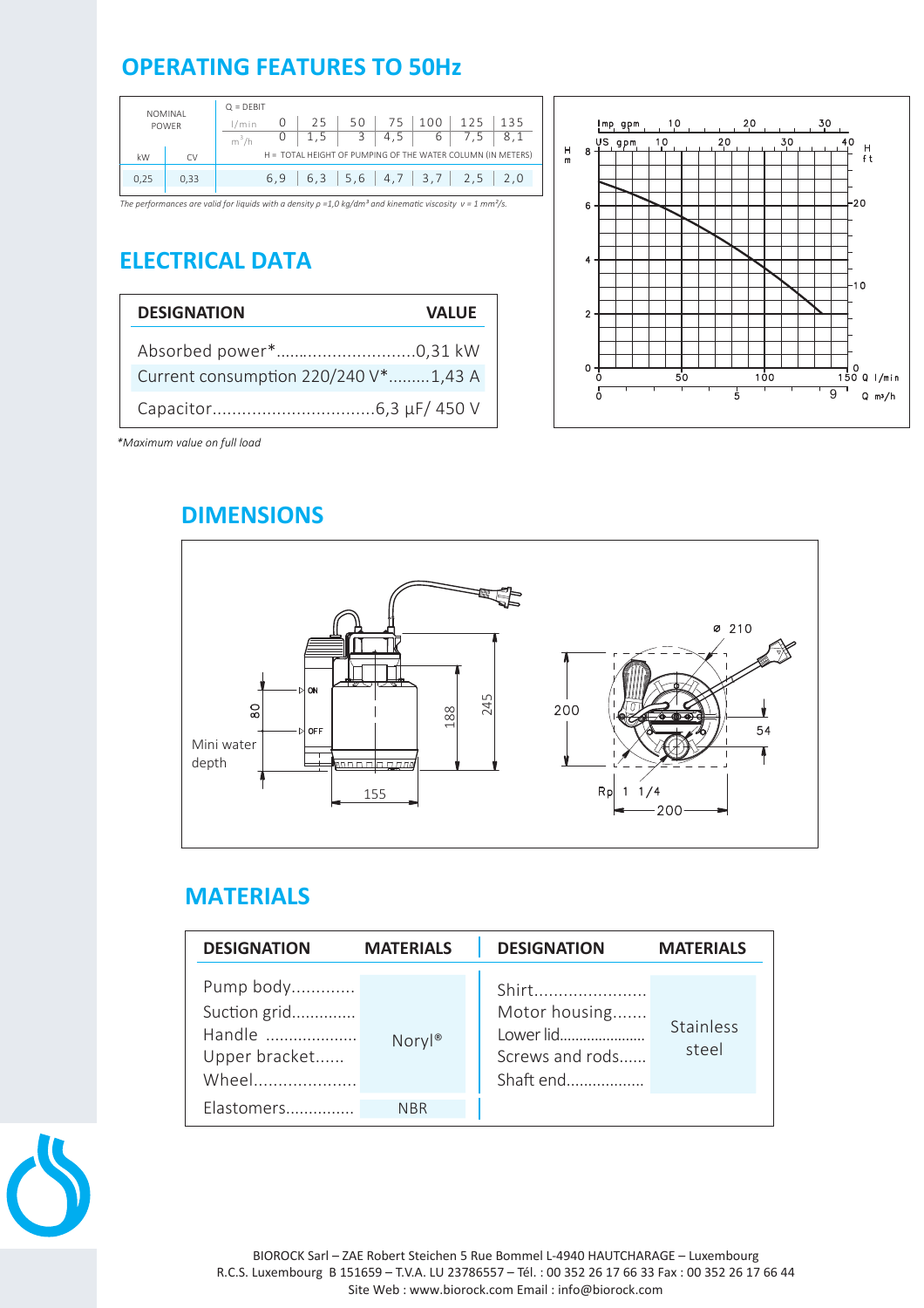## OPERATING FEATURES TO 50Hz

| NOMINAL POWER | | Q = DEBIT | | | | | | |
|---|---|---|---|---|---|---|---|---|
| | | l/min | 0 | 25 | 50 | 75 | 100 | 125 | 135 |
| | | $m^3/h$ | 0 | 1,5 | 3 | 4,5 | 6 | 7,5 | 8,1 |
| kW | CV | H = TOTAL HEIGHT OF PUMPING OF THE WATER COLUMN (IN METERS) | | | | | | | |
| 0,25 | 0,33 | | 6,9 | 6,3 | 5,6 | 4,7 | 3,7 | 2,5 | 2,0 |

*The performances are valid for liquids with a density ρ =1,0 kg/dm³ and kinematic viscosity ν = 1 mm²/s.*

Imp gpm 10 20 30
US gpm 10 20 30 40
H m
8 6 4 2 0
H ft
20 10 0
0 50 100 150 Q l/min
0 5 9 Q m³/h

## ELECTRICAL DATA

| DESIGNATION | VALUE |
|---|---|
| Absorbed power* | 0,31 kW |
| Current consumption 220/240 V* | 1,43 A |
| Capacitor | 6,3 µF/ 450 V |

*\*Maximum value on full load*

## DIMENSIONS

ON
OFF
80
Mini water depth
155
188
245
ø 210
200
54
Rp 1 1/4
200

## MATERIALS

| DESIGNATION | MATERIALS | DESIGNATION | MATERIALS |
|---|---|---|---|
| Pump body | Noryl® | Shirt | Stainless steel |
| Suction grid | Noryl® | Motor housing | Stainless steel |
| Handle | Noryl® | Lower lid | Stainless steel |
| Upper bracket | Noryl® | Screws and rods | Stainless steel |
| Wheel | Noryl® | Shaft end | Stainless steel |
| Elastomers | NBR | | |

BIOROCK Sarl – ZAE Robert Steichen 5 Rue Bommel L-4940 HAUTCHARAGE – Luxembourg
R.C.S. Luxembourg B 151659 – T.V.A. LU 23786557 – Tél. : 00 352 26 17 66 33 Fax : 00 352 26 17 66 44
Site Web : www.biorock.com Email : info@biorock.com